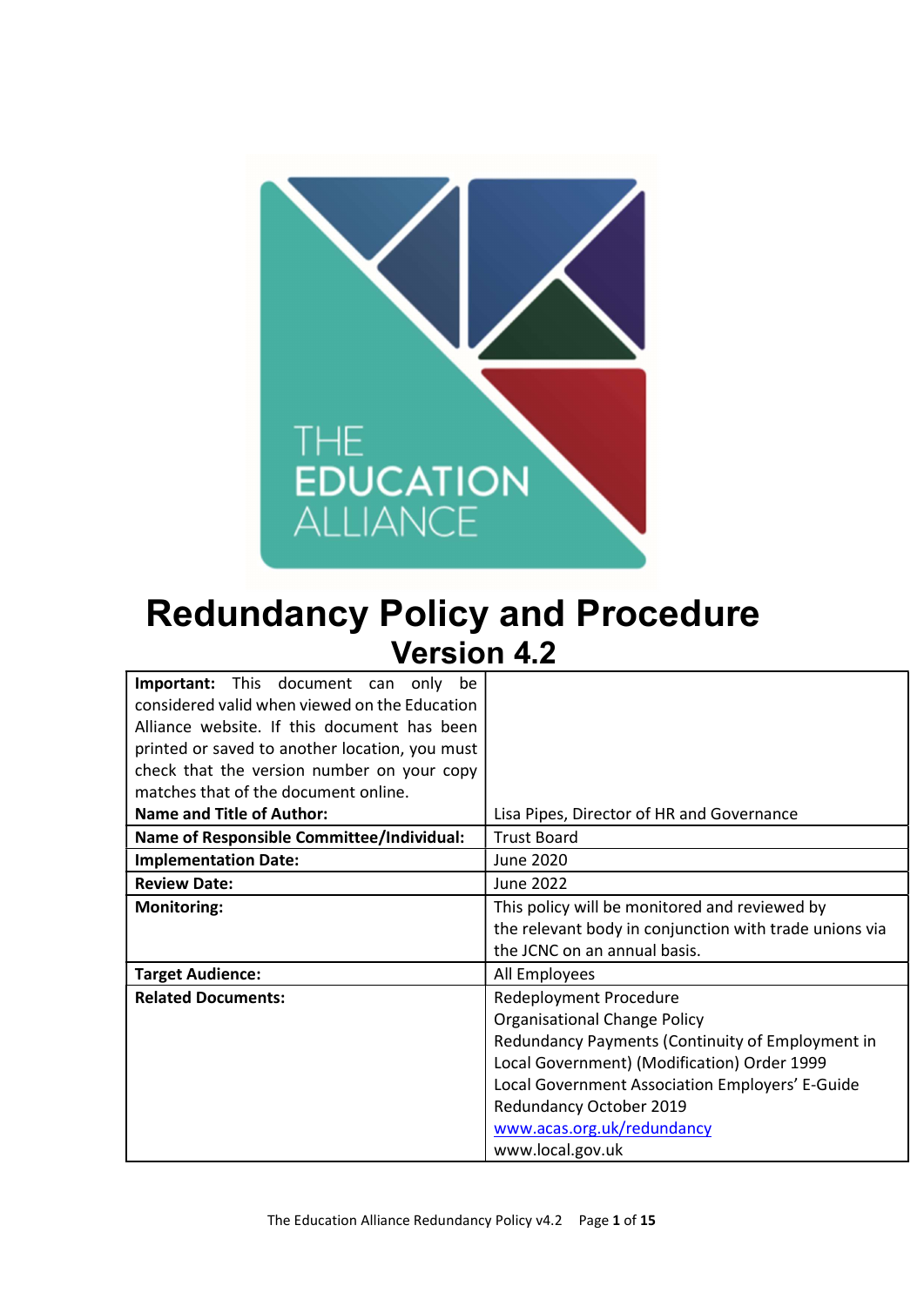# Redundancy Policy and Procedure

## Version 4.2

| **Important:** This document can only be considered valid when viewed on the Education Alliance website. If this document has been printed or saved to another location, you must check that the version number on your copy matches that of the document online. | |
|---|---|
| **Name and Title of Author:** | Lisa Pipes, Director of HR and Governance |
| **Name of Responsible Committee/Individual:** | Trust Board |
| **Implementation Date:** | June 2020 |
| **Review Date:** | June 2022 |
| **Monitoring:** | This policy will be monitored and reviewed by the relevant body in conjunction with trade unions via the JCNC on an annual basis. |
| **Target Audience:** | All Employees |
| **Related Documents:** | Redeployment Procedure<br>Organisational Change Policy<br>Redundancy Payments (Continuity of Employment in Local Government) (Modification) Order 1999<br>Local Government Association Employers' E-Guide Redundancy October 2019<br>www.acas.org.uk/redundancy<br>www.local.gov.uk |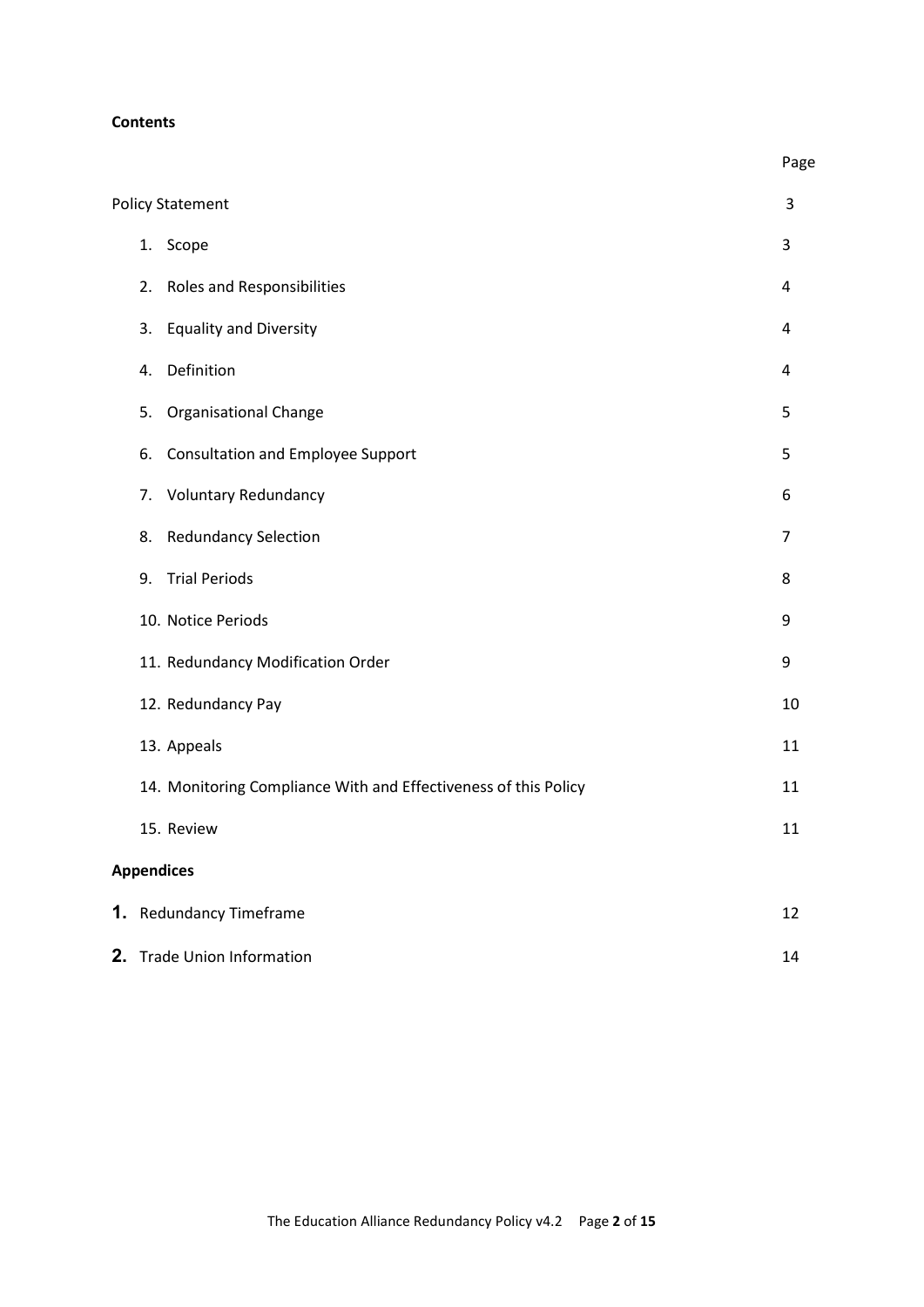**Contents**

| | Page |
|---|---|
| Policy Statement | 3 |
| 1. Scope | 3 |
| 2. Roles and Responsibilities | 4 |
| 3. Equality and Diversity | 4 |
| 4. Definition | 4 |
| 5. Organisational Change | 5 |
| 6. Consultation and Employee Support | 5 |
| 7. Voluntary Redundancy | 6 |
| 8. Redundancy Selection | 7 |
| 9. Trial Periods | 8 |
| 10. Notice Periods | 9 |
| 11. Redundancy Modification Order | 9 |
| 12. Redundancy Pay | 10 |
| 13. Appeals | 11 |
| 14. Monitoring Compliance With and Effectiveness of this Policy | 11 |
| 15. Review | 11 |
| **Appendices** | |
| **1.** Redundancy Timeframe | 12 |
| **2.** Trade Union Information | 14 |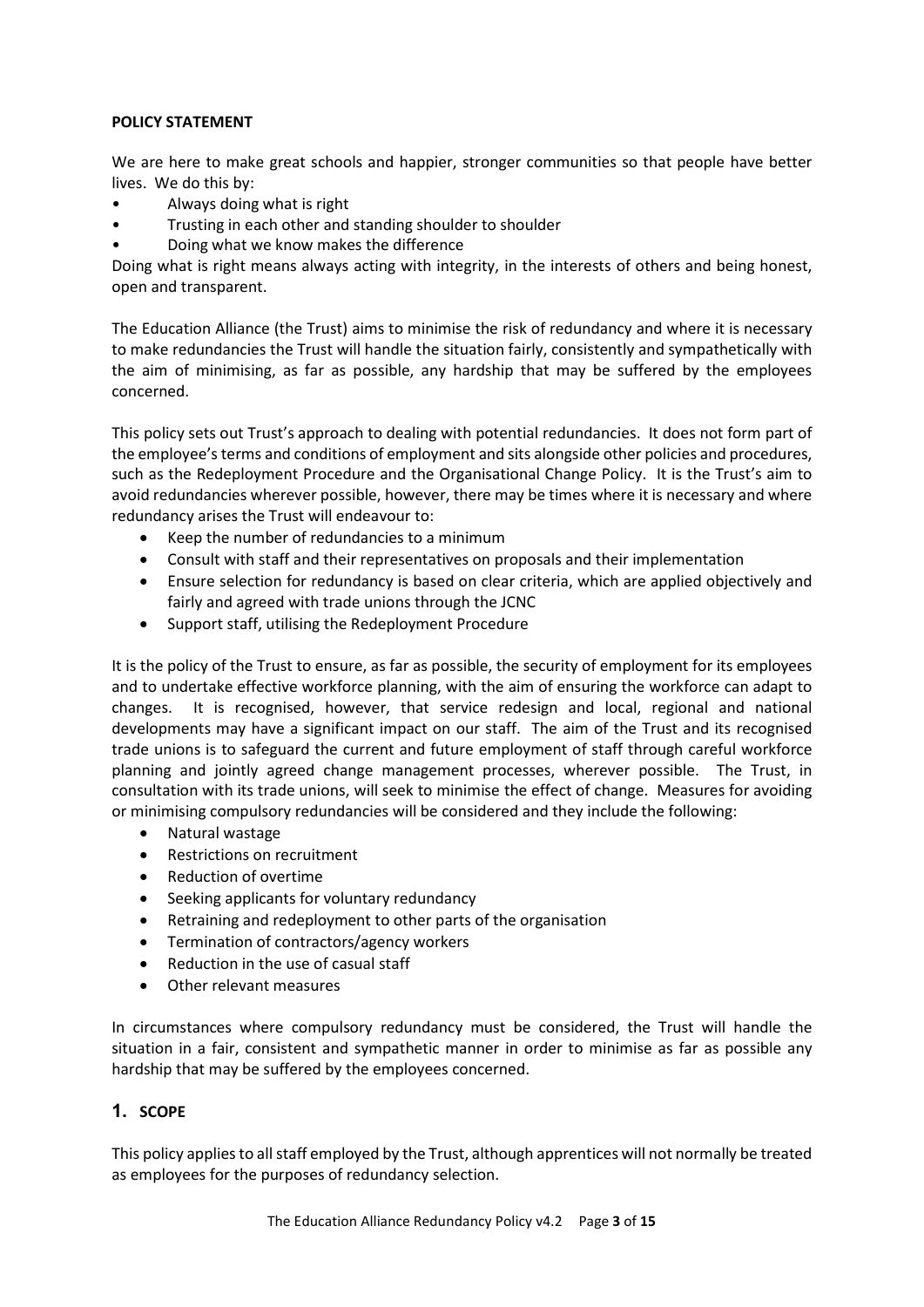## POLICY STATEMENT

We are here to make great schools and happier, stronger communities so that people have better lives. We do this by:

- Always doing what is right
- Trusting in each other and standing shoulder to shoulder
- Doing what we know makes the difference

Doing what is right means always acting with integrity, in the interests of others and being honest, open and transparent.

The Education Alliance (the Trust) aims to minimise the risk of redundancy and where it is necessary to make redundancies the Trust will handle the situation fairly, consistently and sympathetically with the aim of minimising, as far as possible, any hardship that may be suffered by the employees concerned.

This policy sets out Trust's approach to dealing with potential redundancies. It does not form part of the employee's terms and conditions of employment and sits alongside other policies and procedures, such as the Redeployment Procedure and the Organisational Change Policy. It is the Trust's aim to avoid redundancies wherever possible, however, there may be times where it is necessary and where redundancy arises the Trust will endeavour to:

- Keep the number of redundancies to a minimum
- Consult with staff and their representatives on proposals and their implementation
- Ensure selection for redundancy is based on clear criteria, which are applied objectively and fairly and agreed with trade unions through the JCNC
- Support staff, utilising the Redeployment Procedure

It is the policy of the Trust to ensure, as far as possible, the security of employment for its employees and to undertake effective workforce planning, with the aim of ensuring the workforce can adapt to changes. It is recognised, however, that service redesign and local, regional and national developments may have a significant impact on our staff. The aim of the Trust and its recognised trade unions is to safeguard the current and future employment of staff through careful workforce planning and jointly agreed change management processes, wherever possible. The Trust, in consultation with its trade unions, will seek to minimise the effect of change. Measures for avoiding or minimising compulsory redundancies will be considered and they include the following:

- Natural wastage
- Restrictions on recruitment
- Reduction of overtime
- Seeking applicants for voluntary redundancy
- Retraining and redeployment to other parts of the organisation
- Termination of contractors/agency workers
- Reduction in the use of casual staff
- Other relevant measures

In circumstances where compulsory redundancy must be considered, the Trust will handle the situation in a fair, consistent and sympathetic manner in order to minimise as far as possible any hardship that may be suffered by the employees concerned.

## 1. SCOPE

This policy applies to all staff employed by the Trust, although apprentices will not normally be treated as employees for the purposes of redundancy selection.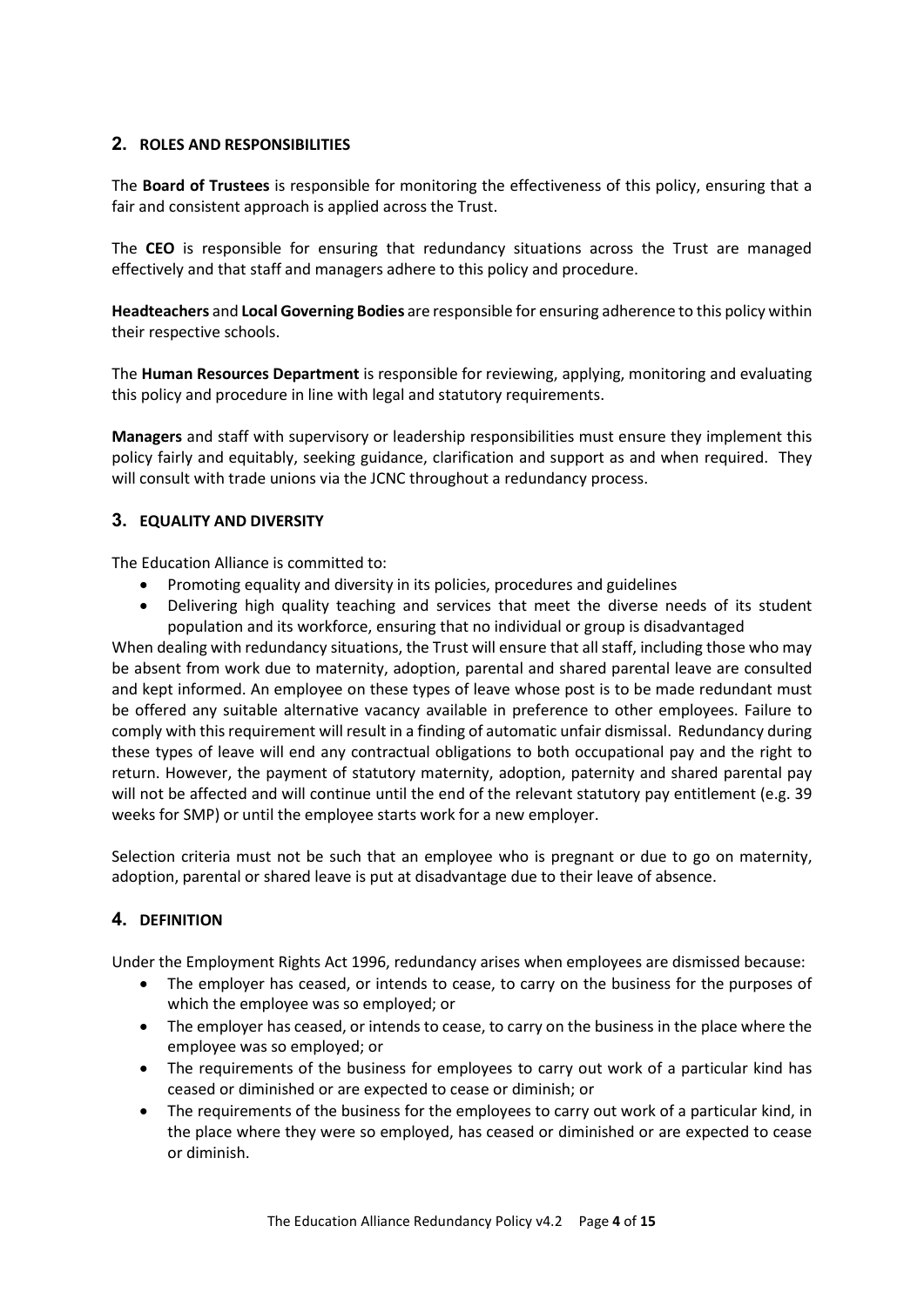## 2. ROLES AND RESPONSIBILITIES

The **Board of Trustees** is responsible for monitoring the effectiveness of this policy, ensuring that a fair and consistent approach is applied across the Trust.

The **CEO** is responsible for ensuring that redundancy situations across the Trust are managed effectively and that staff and managers adhere to this policy and procedure.

**Headteachers** and **Local Governing Bodies** are responsible for ensuring adherence to this policy within their respective schools.

The **Human Resources Department** is responsible for reviewing, applying, monitoring and evaluating this policy and procedure in line with legal and statutory requirements.

**Managers** and staff with supervisory or leadership responsibilities must ensure they implement this policy fairly and equitably, seeking guidance, clarification and support as and when required. They will consult with trade unions via the JCNC throughout a redundancy process.

## 3. EQUALITY AND DIVERSITY

The Education Alliance is committed to:

- Promoting equality and diversity in its policies, procedures and guidelines
- Delivering high quality teaching and services that meet the diverse needs of its student population and its workforce, ensuring that no individual or group is disadvantaged

When dealing with redundancy situations, the Trust will ensure that all staff, including those who may be absent from work due to maternity, adoption, parental and shared parental leave are consulted and kept informed. An employee on these types of leave whose post is to be made redundant must be offered any suitable alternative vacancy available in preference to other employees. Failure to comply with this requirement will result in a finding of automatic unfair dismissal. Redundancy during these types of leave will end any contractual obligations to both occupational pay and the right to return. However, the payment of statutory maternity, adoption, paternity and shared parental pay will not be affected and will continue until the end of the relevant statutory pay entitlement (e.g. 39 weeks for SMP) or until the employee starts work for a new employer.

Selection criteria must not be such that an employee who is pregnant or due to go on maternity, adoption, parental or shared leave is put at disadvantage due to their leave of absence.

## 4. DEFINITION

Under the Employment Rights Act 1996, redundancy arises when employees are dismissed because:

- The employer has ceased, or intends to cease, to carry on the business for the purposes of which the employee was so employed; or
- The employer has ceased, or intends to cease, to carry on the business in the place where the employee was so employed; or
- The requirements of the business for employees to carry out work of a particular kind has ceased or diminished or are expected to cease or diminish; or
- The requirements of the business for the employees to carry out work of a particular kind, in the place where they were so employed, has ceased or diminished or are expected to cease or diminish.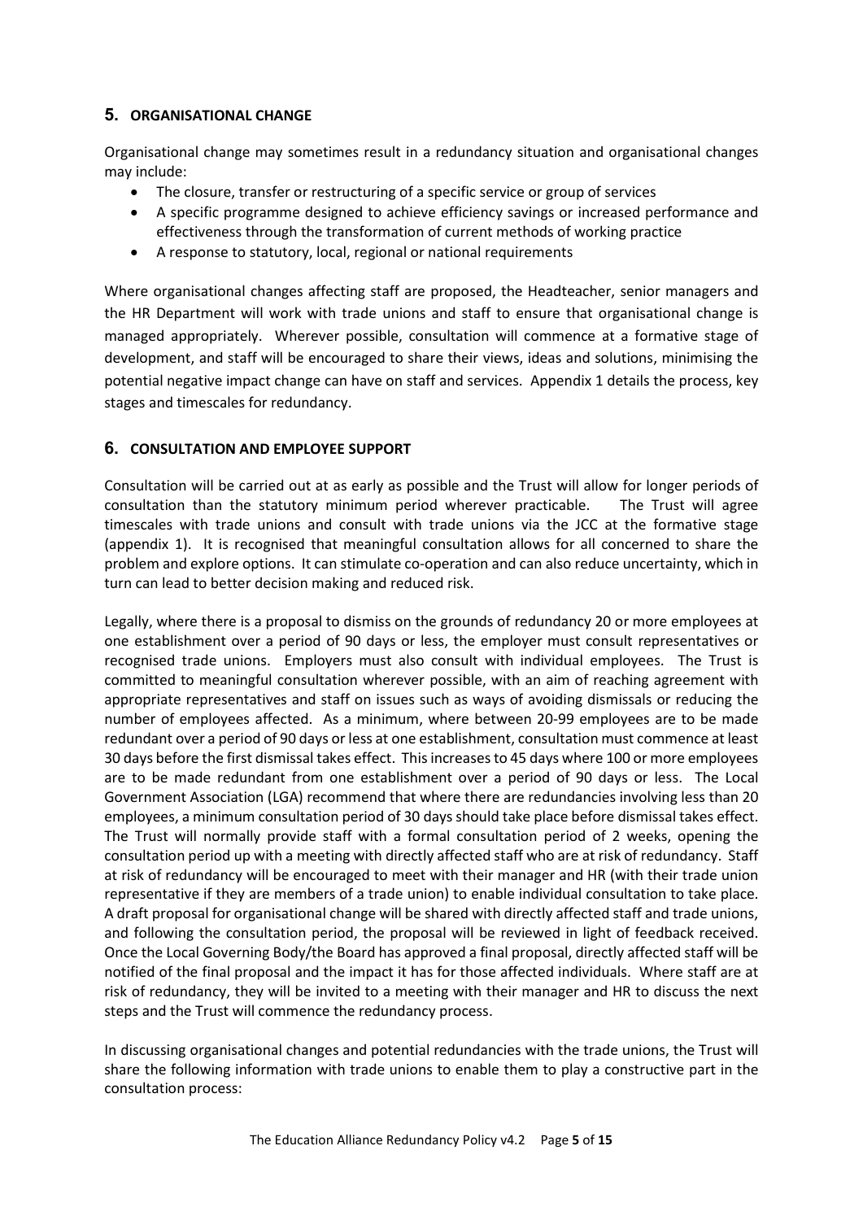## 5. ORGANISATIONAL CHANGE

Organisational change may sometimes result in a redundancy situation and organisational changes may include:

- The closure, transfer or restructuring of a specific service or group of services
- A specific programme designed to achieve efficiency savings or increased performance and effectiveness through the transformation of current methods of working practice
- A response to statutory, local, regional or national requirements

Where organisational changes affecting staff are proposed, the Headteacher, senior managers and the HR Department will work with trade unions and staff to ensure that organisational change is managed appropriately. Wherever possible, consultation will commence at a formative stage of development, and staff will be encouraged to share their views, ideas and solutions, minimising the potential negative impact change can have on staff and services. Appendix 1 details the process, key stages and timescales for redundancy.

## 6. CONSULTATION AND EMPLOYEE SUPPORT

Consultation will be carried out at as early as possible and the Trust will allow for longer periods of consultation than the statutory minimum period wherever practicable. The Trust will agree timescales with trade unions and consult with trade unions via the JCC at the formative stage (appendix 1). It is recognised that meaningful consultation allows for all concerned to share the problem and explore options. It can stimulate co-operation and can also reduce uncertainty, which in turn can lead to better decision making and reduced risk.

Legally, where there is a proposal to dismiss on the grounds of redundancy 20 or more employees at one establishment over a period of 90 days or less, the employer must consult representatives or recognised trade unions. Employers must also consult with individual employees. The Trust is committed to meaningful consultation wherever possible, with an aim of reaching agreement with appropriate representatives and staff on issues such as ways of avoiding dismissals or reducing the number of employees affected. As a minimum, where between 20-99 employees are to be made redundant over a period of 90 days or less at one establishment, consultation must commence at least 30 days before the first dismissal takes effect. This increases to 45 days where 100 or more employees are to be made redundant from one establishment over a period of 90 days or less. The Local Government Association (LGA) recommend that where there are redundancies involving less than 20 employees, a minimum consultation period of 30 days should take place before dismissal takes effect. The Trust will normally provide staff with a formal consultation period of 2 weeks, opening the consultation period up with a meeting with directly affected staff who are at risk of redundancy. Staff at risk of redundancy will be encouraged to meet with their manager and HR (with their trade union representative if they are members of a trade union) to enable individual consultation to take place. A draft proposal for organisational change will be shared with directly affected staff and trade unions, and following the consultation period, the proposal will be reviewed in light of feedback received. Once the Local Governing Body/the Board has approved a final proposal, directly affected staff will be notified of the final proposal and the impact it has for those affected individuals. Where staff are at risk of redundancy, they will be invited to a meeting with their manager and HR to discuss the next steps and the Trust will commence the redundancy process.

In discussing organisational changes and potential redundancies with the trade unions, the Trust will share the following information with trade unions to enable them to play a constructive part in the consultation process: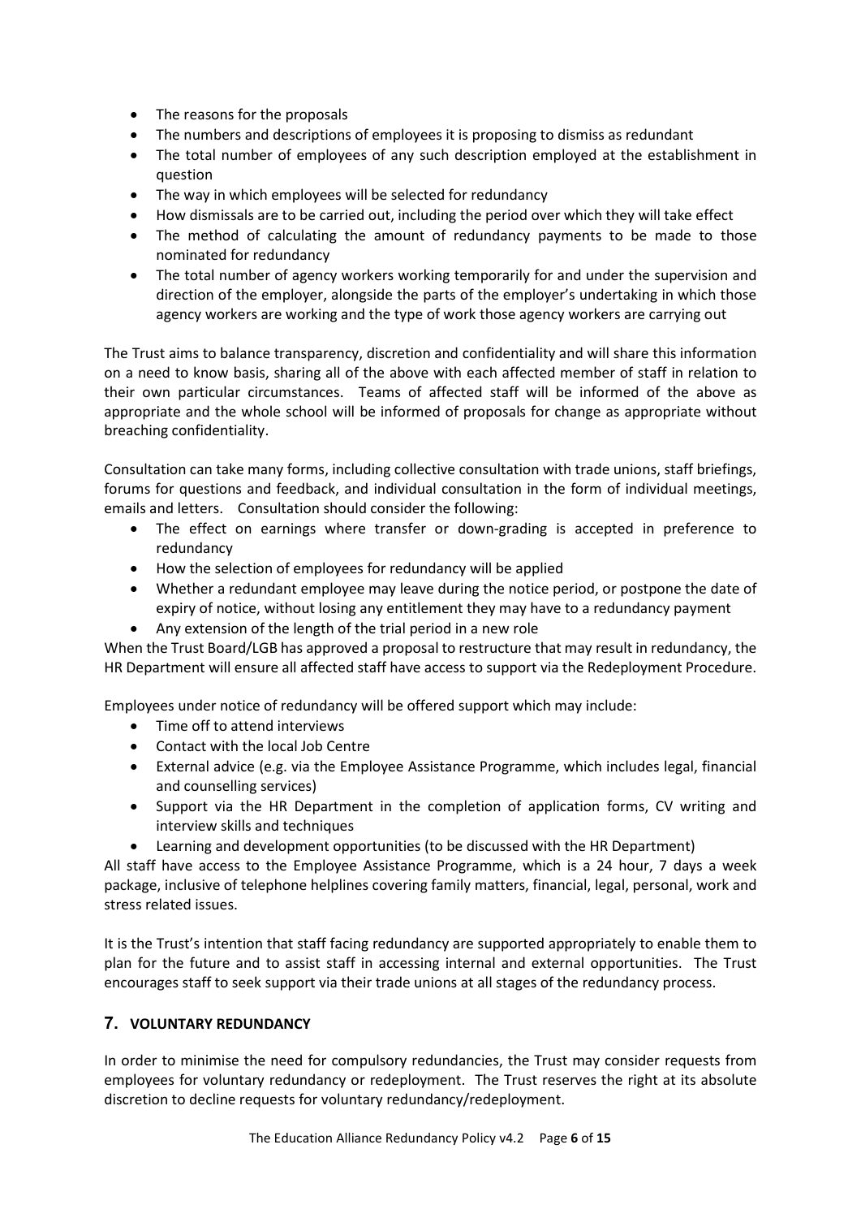- The reasons for the proposals
- The numbers and descriptions of employees it is proposing to dismiss as redundant
- The total number of employees of any such description employed at the establishment in question
- The way in which employees will be selected for redundancy
- How dismissals are to be carried out, including the period over which they will take effect
- The method of calculating the amount of redundancy payments to be made to those nominated for redundancy
- The total number of agency workers working temporarily for and under the supervision and direction of the employer, alongside the parts of the employer's undertaking in which those agency workers are working and the type of work those agency workers are carrying out

The Trust aims to balance transparency, discretion and confidentiality and will share this information on a need to know basis, sharing all of the above with each affected member of staff in relation to their own particular circumstances. Teams of affected staff will be informed of the above as appropriate and the whole school will be informed of proposals for change as appropriate without breaching confidentiality.

Consultation can take many forms, including collective consultation with trade unions, staff briefings, forums for questions and feedback, and individual consultation in the form of individual meetings, emails and letters. Consultation should consider the following:

- The effect on earnings where transfer or down-grading is accepted in preference to redundancy
- How the selection of employees for redundancy will be applied
- Whether a redundant employee may leave during the notice period, or postpone the date of expiry of notice, without losing any entitlement they may have to a redundancy payment
- Any extension of the length of the trial period in a new role

When the Trust Board/LGB has approved a proposal to restructure that may result in redundancy, the HR Department will ensure all affected staff have access to support via the Redeployment Procedure.

Employees under notice of redundancy will be offered support which may include:

- Time off to attend interviews
- Contact with the local Job Centre
- External advice (e.g. via the Employee Assistance Programme, which includes legal, financial and counselling services)
- Support via the HR Department in the completion of application forms, CV writing and interview skills and techniques
- Learning and development opportunities (to be discussed with the HR Department)

All staff have access to the Employee Assistance Programme, which is a 24 hour, 7 days a week package, inclusive of telephone helplines covering family matters, financial, legal, personal, work and stress related issues.

It is the Trust's intention that staff facing redundancy are supported appropriately to enable them to plan for the future and to assist staff in accessing internal and external opportunities. The Trust encourages staff to seek support via their trade unions at all stages of the redundancy process.

## 7. VOLUNTARY REDUNDANCY

In order to minimise the need for compulsory redundancies, the Trust may consider requests from employees for voluntary redundancy or redeployment. The Trust reserves the right at its absolute discretion to decline requests for voluntary redundancy/redeployment.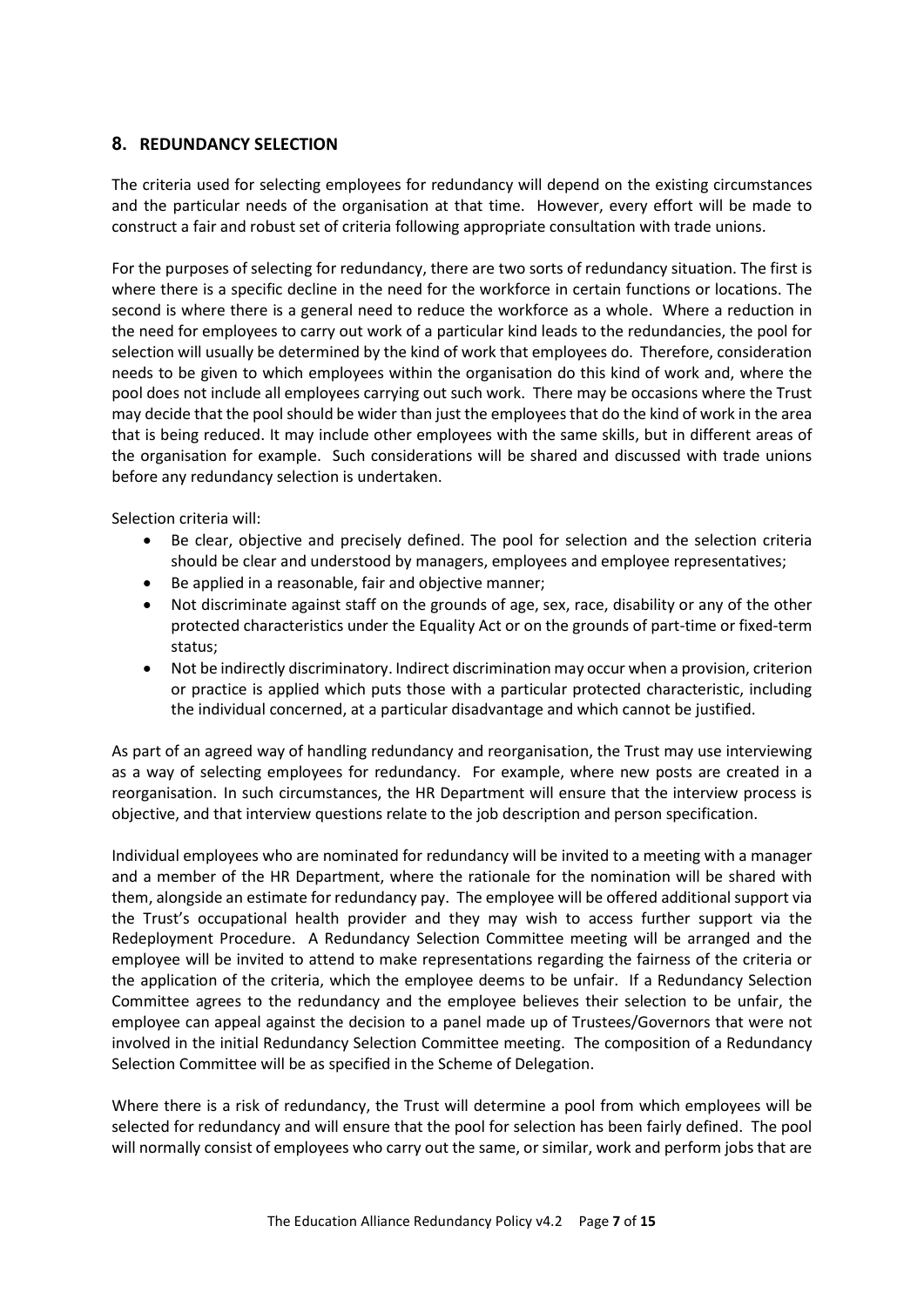## 8. REDUNDANCY SELECTION

The criteria used for selecting employees for redundancy will depend on the existing circumstances and the particular needs of the organisation at that time. However, every effort will be made to construct a fair and robust set of criteria following appropriate consultation with trade unions.

For the purposes of selecting for redundancy, there are two sorts of redundancy situation. The first is where there is a specific decline in the need for the workforce in certain functions or locations. The second is where there is a general need to reduce the workforce as a whole. Where a reduction in the need for employees to carry out work of a particular kind leads to the redundancies, the pool for selection will usually be determined by the kind of work that employees do. Therefore, consideration needs to be given to which employees within the organisation do this kind of work and, where the pool does not include all employees carrying out such work. There may be occasions where the Trust may decide that the pool should be wider than just the employees that do the kind of work in the area that is being reduced. It may include other employees with the same skills, but in different areas of the organisation for example. Such considerations will be shared and discussed with trade unions before any redundancy selection is undertaken.

Selection criteria will:

- Be clear, objective and precisely defined. The pool for selection and the selection criteria should be clear and understood by managers, employees and employee representatives;
- Be applied in a reasonable, fair and objective manner;
- Not discriminate against staff on the grounds of age, sex, race, disability or any of the other protected characteristics under the Equality Act or on the grounds of part-time or fixed-term status;
- Not be indirectly discriminatory. Indirect discrimination may occur when a provision, criterion or practice is applied which puts those with a particular protected characteristic, including the individual concerned, at a particular disadvantage and which cannot be justified.

As part of an agreed way of handling redundancy and reorganisation, the Trust may use interviewing as a way of selecting employees for redundancy. For example, where new posts are created in a reorganisation. In such circumstances, the HR Department will ensure that the interview process is objective, and that interview questions relate to the job description and person specification.

Individual employees who are nominated for redundancy will be invited to a meeting with a manager and a member of the HR Department, where the rationale for the nomination will be shared with them, alongside an estimate for redundancy pay. The employee will be offered additional support via the Trust's occupational health provider and they may wish to access further support via the Redeployment Procedure. A Redundancy Selection Committee meeting will be arranged and the employee will be invited to attend to make representations regarding the fairness of the criteria or the application of the criteria, which the employee deems to be unfair. If a Redundancy Selection Committee agrees to the redundancy and the employee believes their selection to be unfair, the employee can appeal against the decision to a panel made up of Trustees/Governors that were not involved in the initial Redundancy Selection Committee meeting. The composition of a Redundancy Selection Committee will be as specified in the Scheme of Delegation.

Where there is a risk of redundancy, the Trust will determine a pool from which employees will be selected for redundancy and will ensure that the pool for selection has been fairly defined. The pool will normally consist of employees who carry out the same, or similar, work and perform jobs that are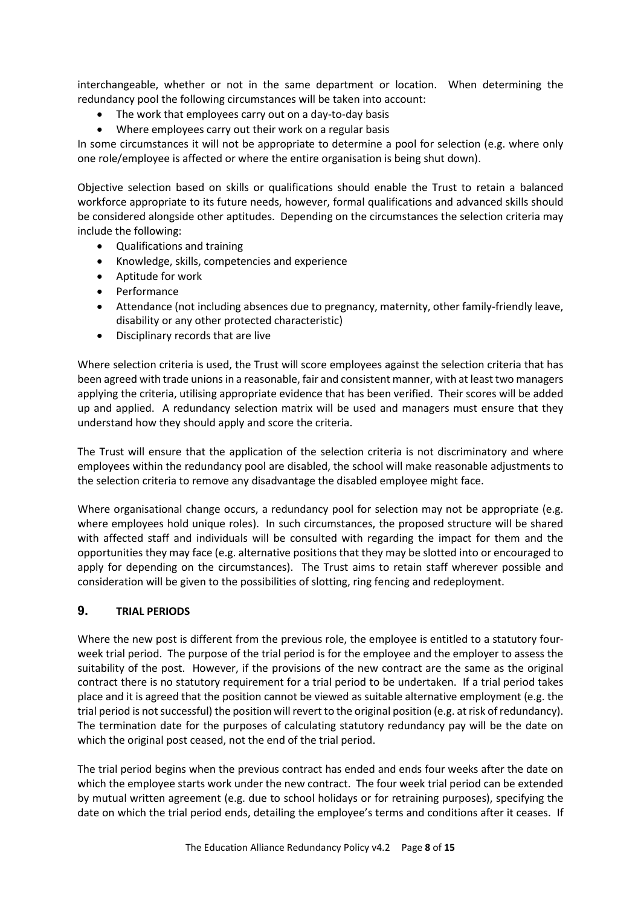interchangeable, whether or not in the same department or location. When determining the redundancy pool the following circumstances will be taken into account:

- The work that employees carry out on a day-to-day basis
- Where employees carry out their work on a regular basis

In some circumstances it will not be appropriate to determine a pool for selection (e.g. where only one role/employee is affected or where the entire organisation is being shut down).

Objective selection based on skills or qualifications should enable the Trust to retain a balanced workforce appropriate to its future needs, however, formal qualifications and advanced skills should be considered alongside other aptitudes. Depending on the circumstances the selection criteria may include the following:

- Qualifications and training
- Knowledge, skills, competencies and experience
- Aptitude for work
- Performance
- Attendance (not including absences due to pregnancy, maternity, other family-friendly leave, disability or any other protected characteristic)
- Disciplinary records that are live

Where selection criteria is used, the Trust will score employees against the selection criteria that has been agreed with trade unions in a reasonable, fair and consistent manner, with at least two managers applying the criteria, utilising appropriate evidence that has been verified. Their scores will be added up and applied. A redundancy selection matrix will be used and managers must ensure that they understand how they should apply and score the criteria.

The Trust will ensure that the application of the selection criteria is not discriminatory and where employees within the redundancy pool are disabled, the school will make reasonable adjustments to the selection criteria to remove any disadvantage the disabled employee might face.

Where organisational change occurs, a redundancy pool for selection may not be appropriate (e.g. where employees hold unique roles). In such circumstances, the proposed structure will be shared with affected staff and individuals will be consulted with regarding the impact for them and the opportunities they may face (e.g. alternative positions that they may be slotted into or encouraged to apply for depending on the circumstances). The Trust aims to retain staff wherever possible and consideration will be given to the possibilities of slotting, ring fencing and redeployment.

## 9. TRIAL PERIODS

Where the new post is different from the previous role, the employee is entitled to a statutory four-week trial period. The purpose of the trial period is for the employee and the employer to assess the suitability of the post. However, if the provisions of the new contract are the same as the original contract there is no statutory requirement for a trial period to be undertaken. If a trial period takes place and it is agreed that the position cannot be viewed as suitable alternative employment (e.g. the trial period is not successful) the position will revert to the original position (e.g. at risk of redundancy). The termination date for the purposes of calculating statutory redundancy pay will be the date on which the original post ceased, not the end of the trial period.

The trial period begins when the previous contract has ended and ends four weeks after the date on which the employee starts work under the new contract. The four week trial period can be extended by mutual written agreement (e.g. due to school holidays or for retraining purposes), specifying the date on which the trial period ends, detailing the employee's terms and conditions after it ceases. If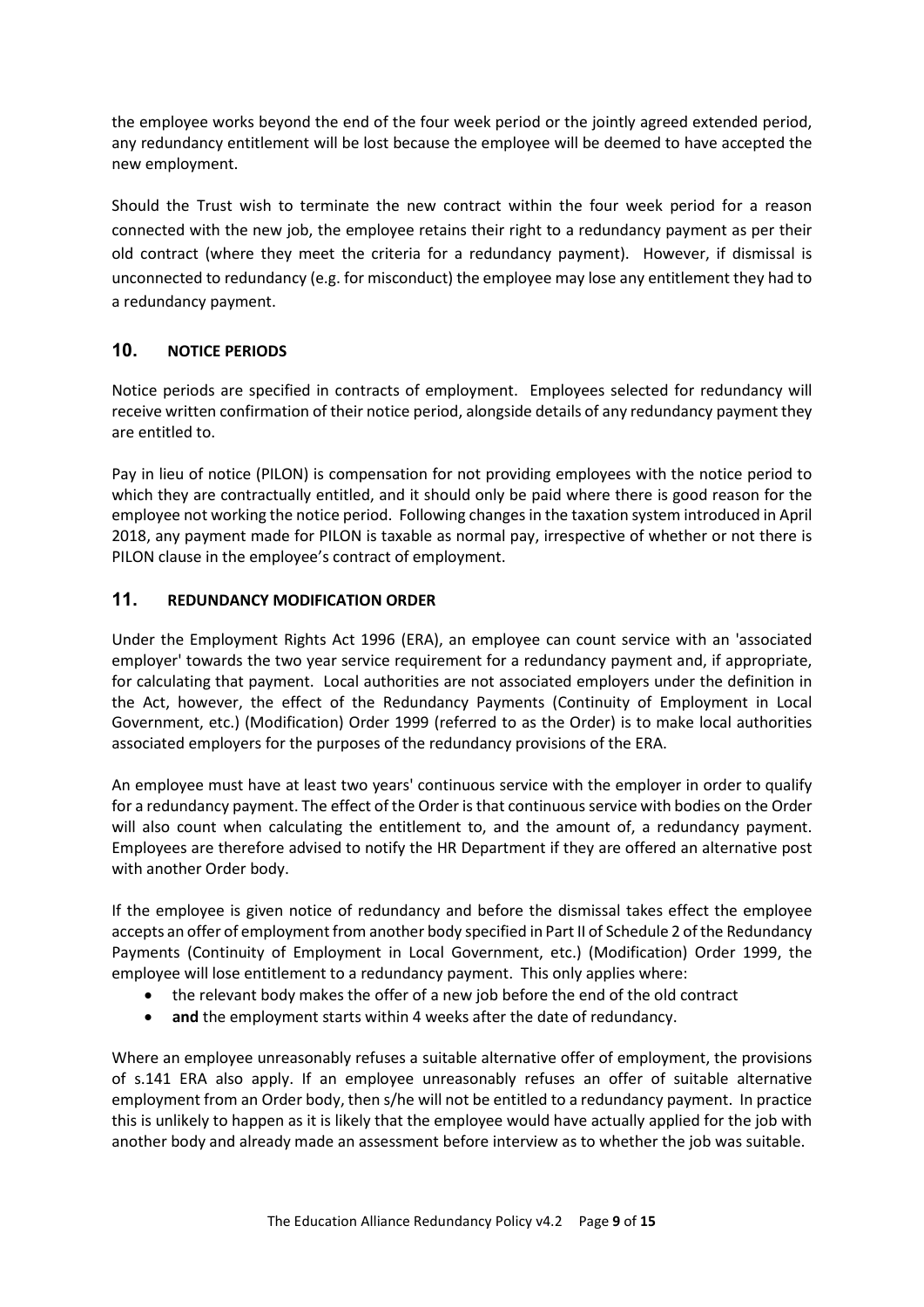the employee works beyond the end of the four week period or the jointly agreed extended period, any redundancy entitlement will be lost because the employee will be deemed to have accepted the new employment.

Should the Trust wish to terminate the new contract within the four week period for a reason connected with the new job, the employee retains their right to a redundancy payment as per their old contract (where they meet the criteria for a redundancy payment). However, if dismissal is unconnected to redundancy (e.g. for misconduct) the employee may lose any entitlement they had to a redundancy payment.

## 10. NOTICE PERIODS

Notice periods are specified in contracts of employment. Employees selected for redundancy will receive written confirmation of their notice period, alongside details of any redundancy payment they are entitled to.

Pay in lieu of notice (PILON) is compensation for not providing employees with the notice period to which they are contractually entitled, and it should only be paid where there is good reason for the employee not working the notice period. Following changes in the taxation system introduced in April 2018, any payment made for PILON is taxable as normal pay, irrespective of whether or not there is PILON clause in the employee's contract of employment.

## 11. REDUNDANCY MODIFICATION ORDER

Under the Employment Rights Act 1996 (ERA), an employee can count service with an 'associated employer' towards the two year service requirement for a redundancy payment and, if appropriate, for calculating that payment. Local authorities are not associated employers under the definition in the Act, however, the effect of the Redundancy Payments (Continuity of Employment in Local Government, etc.) (Modification) Order 1999 (referred to as the Order) is to make local authorities associated employers for the purposes of the redundancy provisions of the ERA.

An employee must have at least two years' continuous service with the employer in order to qualify for a redundancy payment. The effect of the Order is that continuous service with bodies on the Order will also count when calculating the entitlement to, and the amount of, a redundancy payment. Employees are therefore advised to notify the HR Department if they are offered an alternative post with another Order body.

If the employee is given notice of redundancy and before the dismissal takes effect the employee accepts an offer of employment from another body specified in Part II of Schedule 2 of the Redundancy Payments (Continuity of Employment in Local Government, etc.) (Modification) Order 1999, the employee will lose entitlement to a redundancy payment. This only applies where:

- the relevant body makes the offer of a new job before the end of the old contract
- **and** the employment starts within 4 weeks after the date of redundancy.

Where an employee unreasonably refuses a suitable alternative offer of employment, the provisions of s.141 ERA also apply. If an employee unreasonably refuses an offer of suitable alternative employment from an Order body, then s/he will not be entitled to a redundancy payment. In practice this is unlikely to happen as it is likely that the employee would have actually applied for the job with another body and already made an assessment before interview as to whether the job was suitable.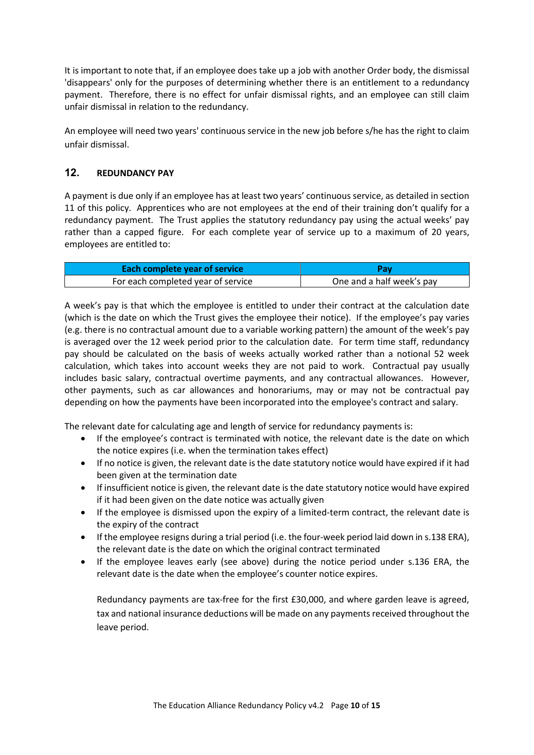It is important to note that, if an employee does take up a job with another Order body, the dismissal 'disappears' only for the purposes of determining whether there is an entitlement to a redundancy payment. Therefore, there is no effect for unfair dismissal rights, and an employee can still claim unfair dismissal in relation to the redundancy.

An employee will need two years' continuous service in the new job before s/he has the right to claim unfair dismissal.

## 12. REDUNDANCY PAY

A payment is due only if an employee has at least two years' continuous service, as detailed in section 11 of this policy. Apprentices who are not employees at the end of their training don't qualify for a redundancy payment. The Trust applies the statutory redundancy pay using the actual weeks' pay rather than a capped figure. For each complete year of service up to a maximum of 20 years, employees are entitled to:

| Each complete year of service | Pay |
| --- | --- |
| For each completed year of service | One and a half week's pay |

A week's pay is that which the employee is entitled to under their contract at the calculation date (which is the date on which the Trust gives the employee their notice). If the employee's pay varies (e.g. there is no contractual amount due to a variable working pattern) the amount of the week's pay is averaged over the 12 week period prior to the calculation date. For term time staff, redundancy pay should be calculated on the basis of weeks actually worked rather than a notional 52 week calculation, which takes into account weeks they are not paid to work. Contractual pay usually includes basic salary, contractual overtime payments, and any contractual allowances. However, other payments, such as car allowances and honorariums, may or may not be contractual pay depending on how the payments have been incorporated into the employee's contract and salary.

The relevant date for calculating age and length of service for redundancy payments is:

- If the employee's contract is terminated with notice, the relevant date is the date on which the notice expires (i.e. when the termination takes effect)
- If no notice is given, the relevant date is the date statutory notice would have expired if it had been given at the termination date
- If insufficient notice is given, the relevant date is the date statutory notice would have expired if it had been given on the date notice was actually given
- If the employee is dismissed upon the expiry of a limited-term contract, the relevant date is the expiry of the contract
- If the employee resigns during a trial period (i.e. the four-week period laid down in s.138 ERA), the relevant date is the date on which the original contract terminated
- If the employee leaves early (see above) during the notice period under s.136 ERA, the relevant date is the date when the employee's counter notice expires.

Redundancy payments are tax-free for the first £30,000, and where garden leave is agreed, tax and national insurance deductions will be made on any payments received throughout the leave period.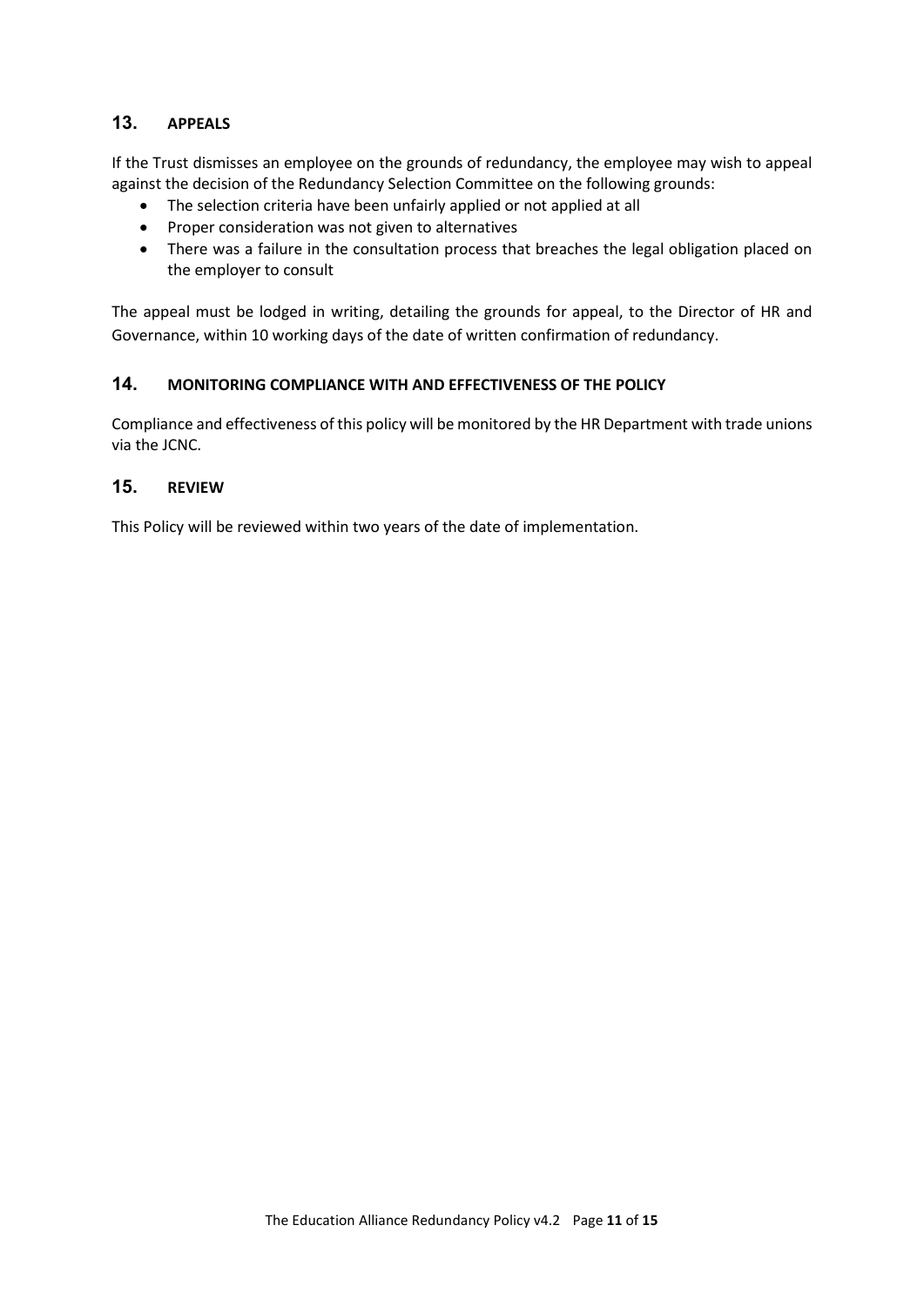## 13. APPEALS

If the Trust dismisses an employee on the grounds of redundancy, the employee may wish to appeal against the decision of the Redundancy Selection Committee on the following grounds:

- The selection criteria have been unfairly applied or not applied at all
- Proper consideration was not given to alternatives
- There was a failure in the consultation process that breaches the legal obligation placed on the employer to consult

The appeal must be lodged in writing, detailing the grounds for appeal, to the Director of HR and Governance, within 10 working days of the date of written confirmation of redundancy.

## 14. MONITORING COMPLIANCE WITH AND EFFECTIVENESS OF THE POLICY

Compliance and effectiveness of this policy will be monitored by the HR Department with trade unions via the JCNC.

## 15. REVIEW

This Policy will be reviewed within two years of the date of implementation.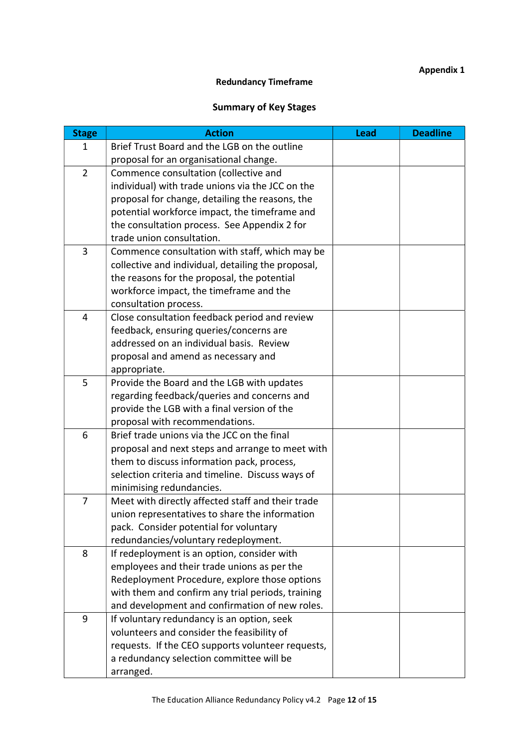**Appendix 1**

## Redundancy Timeframe

### Summary of Key Stages

| Stage | Action | Lead | Deadline |
|---|---|---|---|
| 1 | Brief Trust Board and the LGB on the outline proposal for an organisational change. | | |
| 2 | Commence consultation (collective and individual) with trade unions via the JCC on the proposal for change, detailing the reasons, the potential workforce impact, the timeframe and the consultation process. See Appendix 2 for trade union consultation. | | |
| 3 | Commence consultation with staff, which may be collective and individual, detailing the proposal, the reasons for the proposal, the potential workforce impact, the timeframe and the consultation process. | | |
| 4 | Close consultation feedback period and review feedback, ensuring queries/concerns are addressed on an individual basis. Review proposal and amend as necessary and appropriate. | | |
| 5 | Provide the Board and the LGB with updates regarding feedback/queries and concerns and provide the LGB with a final version of the proposal with recommendations. | | |
| 6 | Brief trade unions via the JCC on the final proposal and next steps and arrange to meet with them to discuss information pack, process, selection criteria and timeline. Discuss ways of minimising redundancies. | | |
| 7 | Meet with directly affected staff and their trade union representatives to share the information pack. Consider potential for voluntary redundancies/voluntary redeployment. | | |
| 8 | If redeployment is an option, consider with employees and their trade unions as per the Redeployment Procedure, explore those options with them and confirm any trial periods, training and development and confirmation of new roles. | | |
| 9 | If voluntary redundancy is an option, seek volunteers and consider the feasibility of requests. If the CEO supports volunteer requests, a redundancy selection committee will be arranged. | | |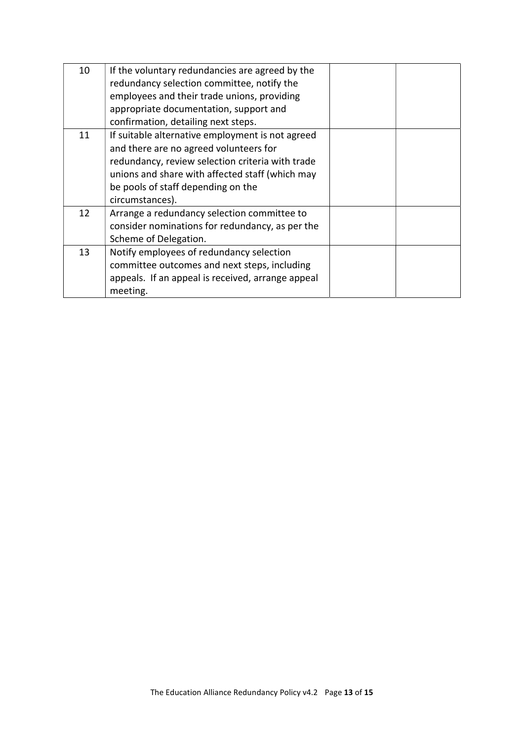| | | | |
|---|---|---|---|
| 10 | If the voluntary redundancies are agreed by the redundancy selection committee, notify the employees and their trade unions, providing appropriate documentation, support and confirmation, detailing next steps. | | |
| 11 | If suitable alternative employment is not agreed and there are no agreed volunteers for redundancy, review selection criteria with trade unions and share with affected staff (which may be pools of staff depending on the circumstances). | | |
| 12 | Arrange a redundancy selection committee to consider nominations for redundancy, as per the Scheme of Delegation. | | |
| 13 | Notify employees of redundancy selection committee outcomes and next steps, including appeals. If an appeal is received, arrange appeal meeting. | | |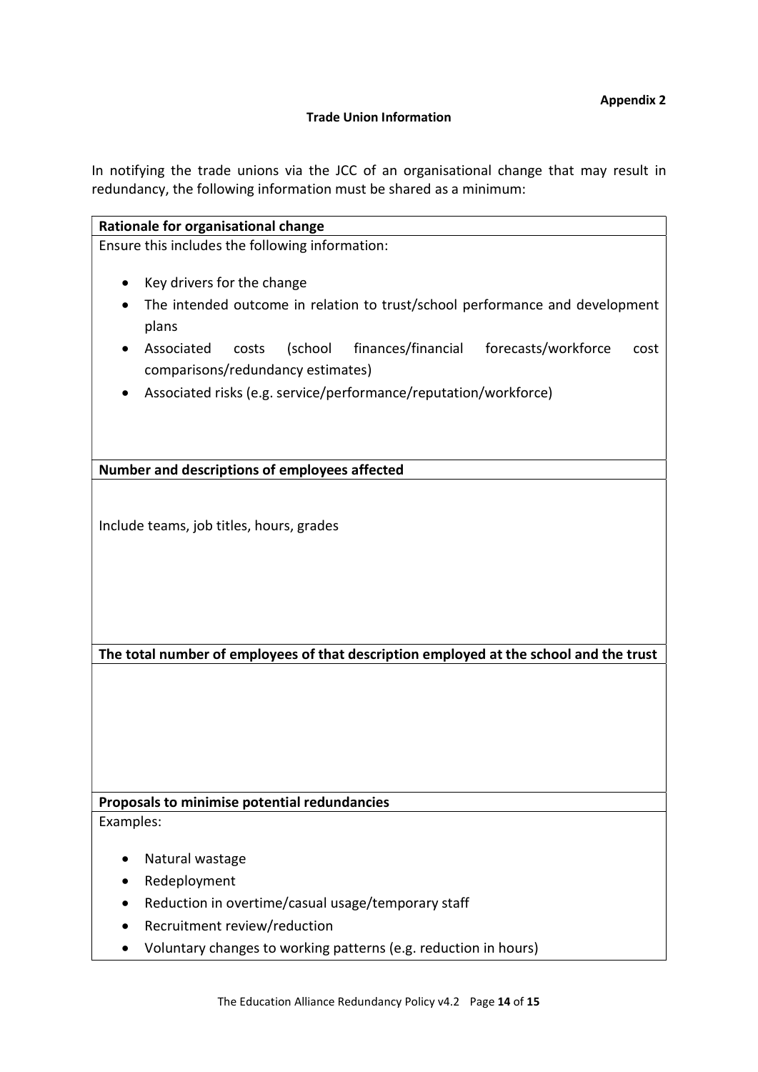**Appendix 2**

## Trade Union Information

In notifying the trade unions via the JCC of an organisational change that may result in redundancy, the following information must be shared as a minimum:

| **Rationale for organisational change** |
| --- |
| Ensure this includes the following information:<br><br>• Key drivers for the change<br>• The intended outcome in relation to trust/school performance and development plans<br>• Associated costs (school finances/financial forecasts/workforce cost comparisons/redundancy estimates)<br>• Associated risks (e.g. service/performance/reputation/workforce) |
| **Number and descriptions of employees affected** |
| Include teams, job titles, hours, grades |
| **The total number of employees of that description employed at the school and the trust** |
| |
| **Proposals to minimise potential redundancies** |
| Examples:<br><br>• Natural wastage<br>• Redeployment<br>• Reduction in overtime/casual usage/temporary staff<br>• Recruitment review/reduction<br>• Voluntary changes to working patterns (e.g. reduction in hours) |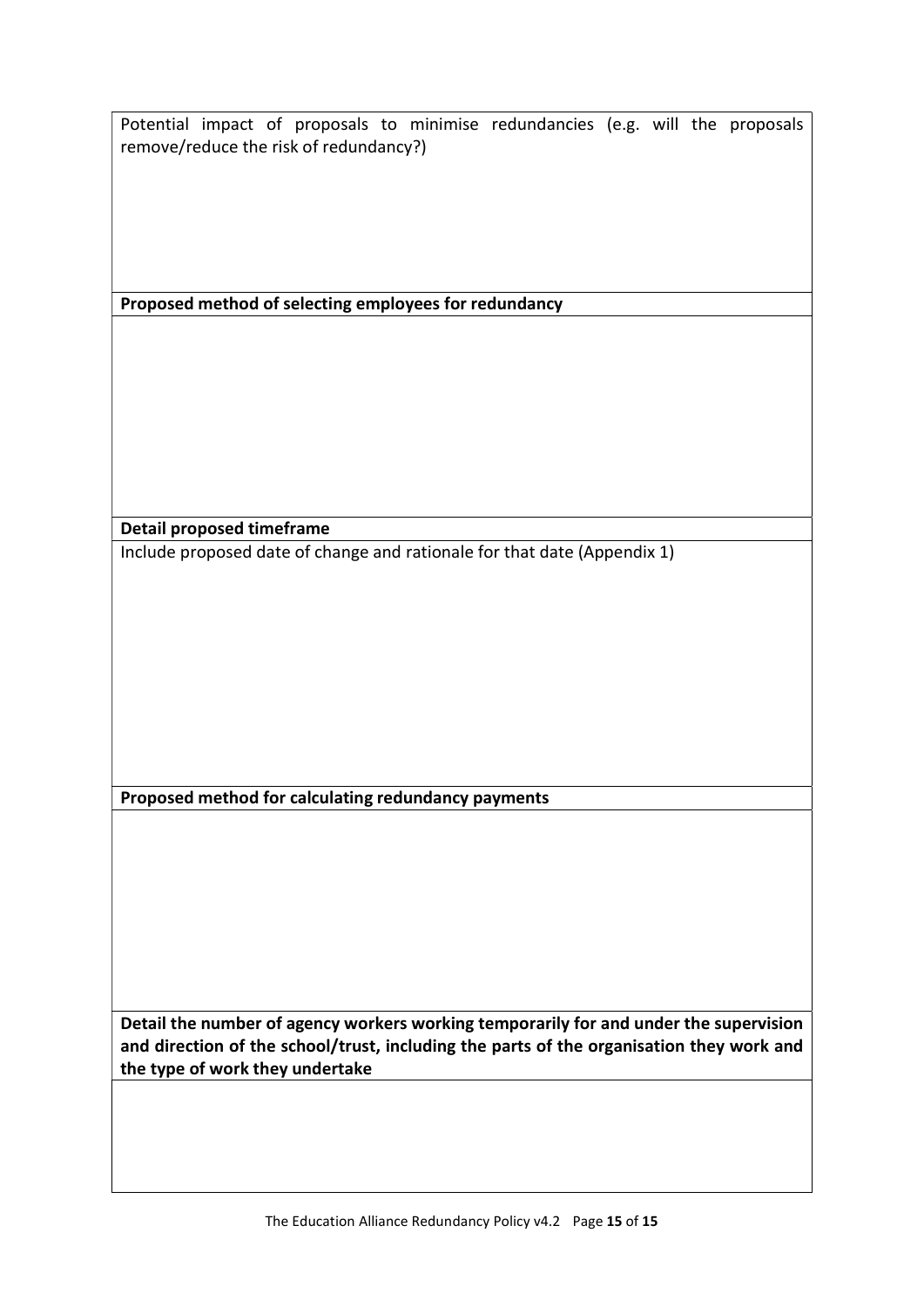Potential impact of proposals to minimise redundancies (e.g. will the proposals remove/reduce the risk of redundancy?)

**Proposed method of selecting employees for redundancy**

**Detail proposed timeframe**

Include proposed date of change and rationale for that date (Appendix 1)

**Proposed method for calculating redundancy payments**

**Detail the number of agency workers working temporarily for and under the supervision and direction of the school/trust, including the parts of the organisation they work and the type of work they undertake**